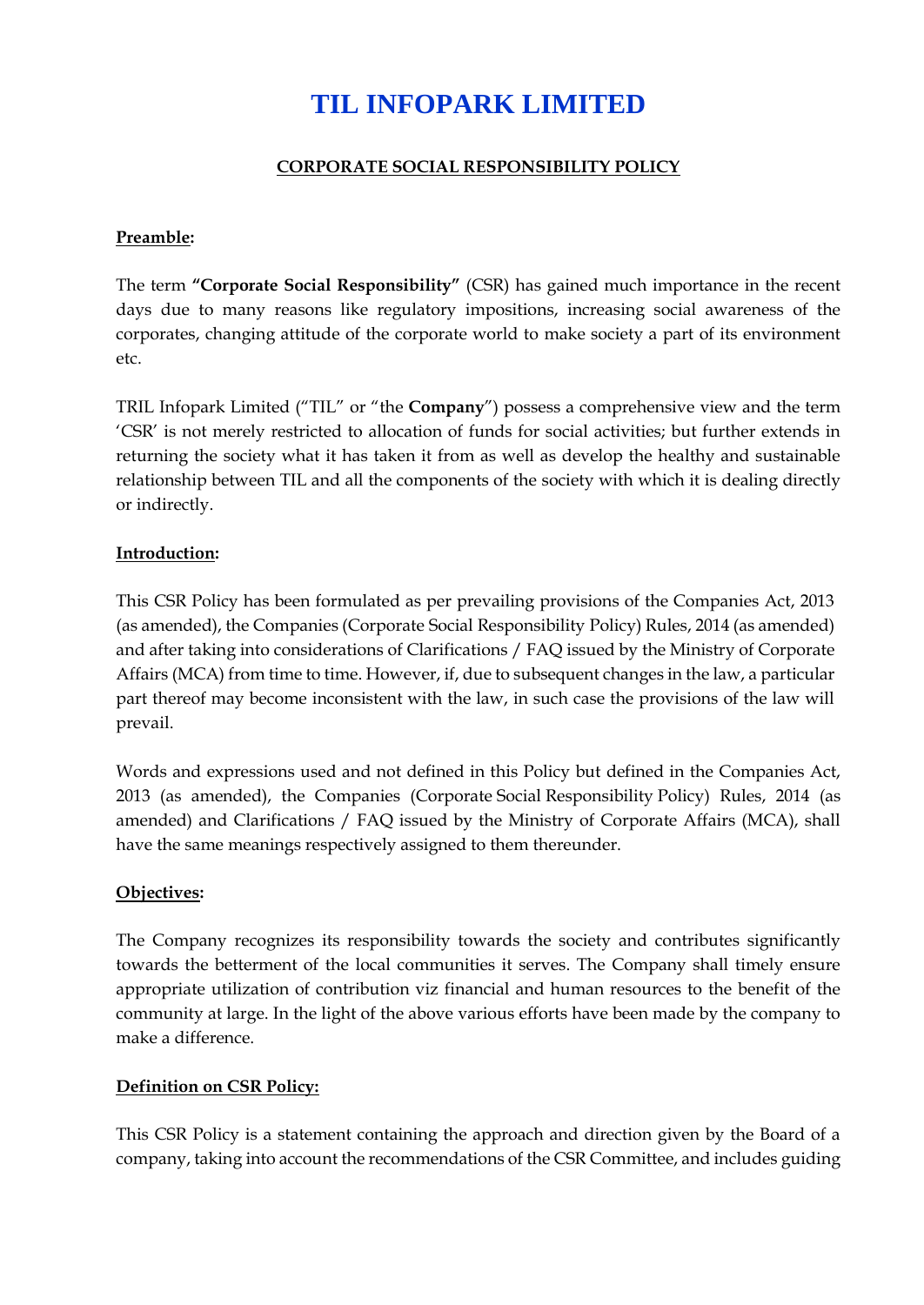# TIL INFOPARK LIMITED

## CORPORATE SOCIAL RESPONSIBILITY POLICY

**Preamble:**

The term **"Corporate Social Responsibility"** (CSR) has gained much importance in the recent days due to many reasons like regulatory impositions, increasing social awareness of the corporates, changing attitude of the corporate world to make society a part of its environment etc.

TRIL Infopark Limited ("TIL" or "the **Company**") possess a comprehensive view and the term 'CSR' is not merely restricted to allocation of funds for social activities; but further extends in returning the society what it has taken it from as well as develop the healthy and sustainable relationship between TIL and all the components of the society with which it is dealing directly or indirectly.

**Introduction:**

This CSR Policy has been formulated as per prevailing provisions of the Companies Act, 2013 (as amended), the Companies (Corporate Social Responsibility Policy) Rules, 2014 (as amended) and after taking into considerations of Clarifications / FAQ issued by the Ministry of Corporate Affairs (MCA) from time to time. However, if, due to subsequent changes in the law, a particular part thereof may become inconsistent with the law, in such case the provisions of the law will prevail.

Words and expressions used and not defined in this Policy but defined in the Companies Act, 2013 (as amended), the Companies (Corporate Social Responsibility Policy) Rules, 2014 (as amended) and Clarifications / FAQ issued by the Ministry of Corporate Affairs (MCA), shall have the same meanings respectively assigned to them thereunder.

**Objectives:**

The Company recognizes its responsibility towards the society and contributes significantly towards the betterment of the local communities it serves. The Company shall timely ensure appropriate utilization of contribution viz financial and human resources to the benefit of the community at large. In the light of the above various efforts have been made by the company to make a difference.

**Definition on CSR Policy:**

This CSR Policy is a statement containing the approach and direction given by the Board of a company, taking into account the recommendations of the CSR Committee, and includes guiding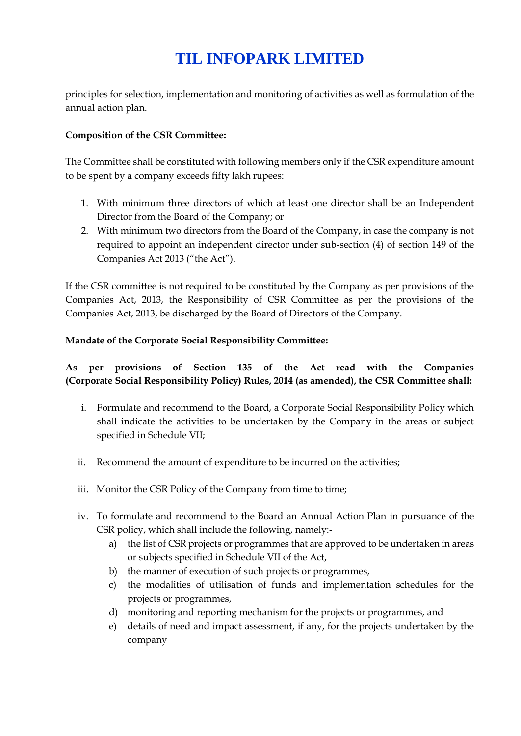principles for selection, implementation and monitoring of activities as well as formulation of the annual action plan.

**Composition of the CSR Committee:**

The Committee shall be constituted with following members only if the CSR expenditure amount to be spent by a company exceeds fifty lakh rupees:

1. With minimum three directors of which at least one director shall be an Independent Director from the Board of the Company; or
2. With minimum two directors from the Board of the Company, in case the company is not required to appoint an independent director under sub-section (4) of section 149 of the Companies Act 2013 ("the Act").

If the CSR committee is not required to be constituted by the Company as per provisions of the Companies Act, 2013, the Responsibility of CSR Committee as per the provisions of the Companies Act, 2013, be discharged by the Board of Directors of the Company.

**Mandate of the Corporate Social Responsibility Committee:**

**As per provisions of Section 135 of the Act read with the Companies (Corporate Social Responsibility Policy) Rules, 2014 (as amended), the CSR Committee shall:**

i. Formulate and recommend to the Board, a Corporate Social Responsibility Policy which shall indicate the activities to be undertaken by the Company in the areas or subject specified in Schedule VII;

ii. Recommend the amount of expenditure to be incurred on the activities;

iii. Monitor the CSR Policy of the Company from time to time;

iv. To formulate and recommend to the Board an Annual Action Plan in pursuance of the CSR policy, which shall include the following, namely:-
   a) the list of CSR projects or programmes that are approved to be undertaken in areas or subjects specified in Schedule VII of the Act,
   b) the manner of execution of such projects or programmes,
   c) the modalities of utilisation of funds and implementation schedules for the projects or programmes,
   d) monitoring and reporting mechanism for the projects or programmes, and
   e) details of need and impact assessment, if any, for the projects undertaken by the company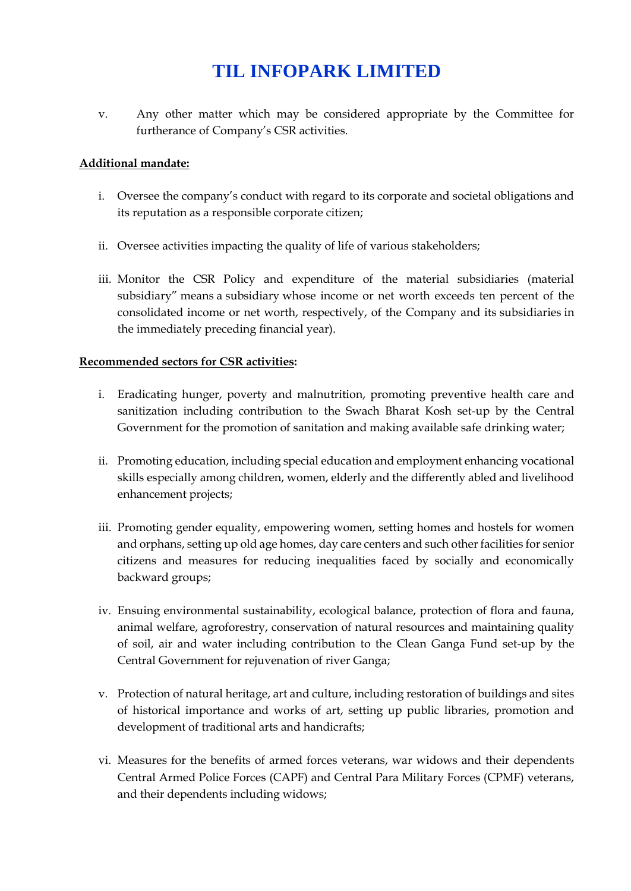v. Any other matter which may be considered appropriate by the Committee for furtherance of Company's CSR activities.

**Additional mandate:**

i. Oversee the company's conduct with regard to its corporate and societal obligations and its reputation as a responsible corporate citizen;

ii. Oversee activities impacting the quality of life of various stakeholders;

iii. Monitor the CSR Policy and expenditure of the material subsidiaries (material subsidiary" means a subsidiary whose income or net worth exceeds ten percent of the consolidated income or net worth, respectively, of the Company and its subsidiaries in the immediately preceding financial year).

**Recommended sectors for CSR activities:**

i. Eradicating hunger, poverty and malnutrition, promoting preventive health care and sanitization including contribution to the Swach Bharat Kosh set-up by the Central Government for the promotion of sanitation and making available safe drinking water;

ii. Promoting education, including special education and employment enhancing vocational skills especially among children, women, elderly and the differently abled and livelihood enhancement projects;

iii. Promoting gender equality, empowering women, setting homes and hostels for women and orphans, setting up old age homes, day care centers and such other facilities for senior citizens and measures for reducing inequalities faced by socially and economically backward groups;

iv. Ensuing environmental sustainability, ecological balance, protection of flora and fauna, animal welfare, agroforestry, conservation of natural resources and maintaining quality of soil, air and water including contribution to the Clean Ganga Fund set-up by the Central Government for rejuvenation of river Ganga;

v. Protection of natural heritage, art and culture, including restoration of buildings and sites of historical importance and works of art, setting up public libraries, promotion and development of traditional arts and handicrafts;

vi. Measures for the benefits of armed forces veterans, war widows and their dependents Central Armed Police Forces (CAPF) and Central Para Military Forces (CPMF) veterans, and their dependents including widows;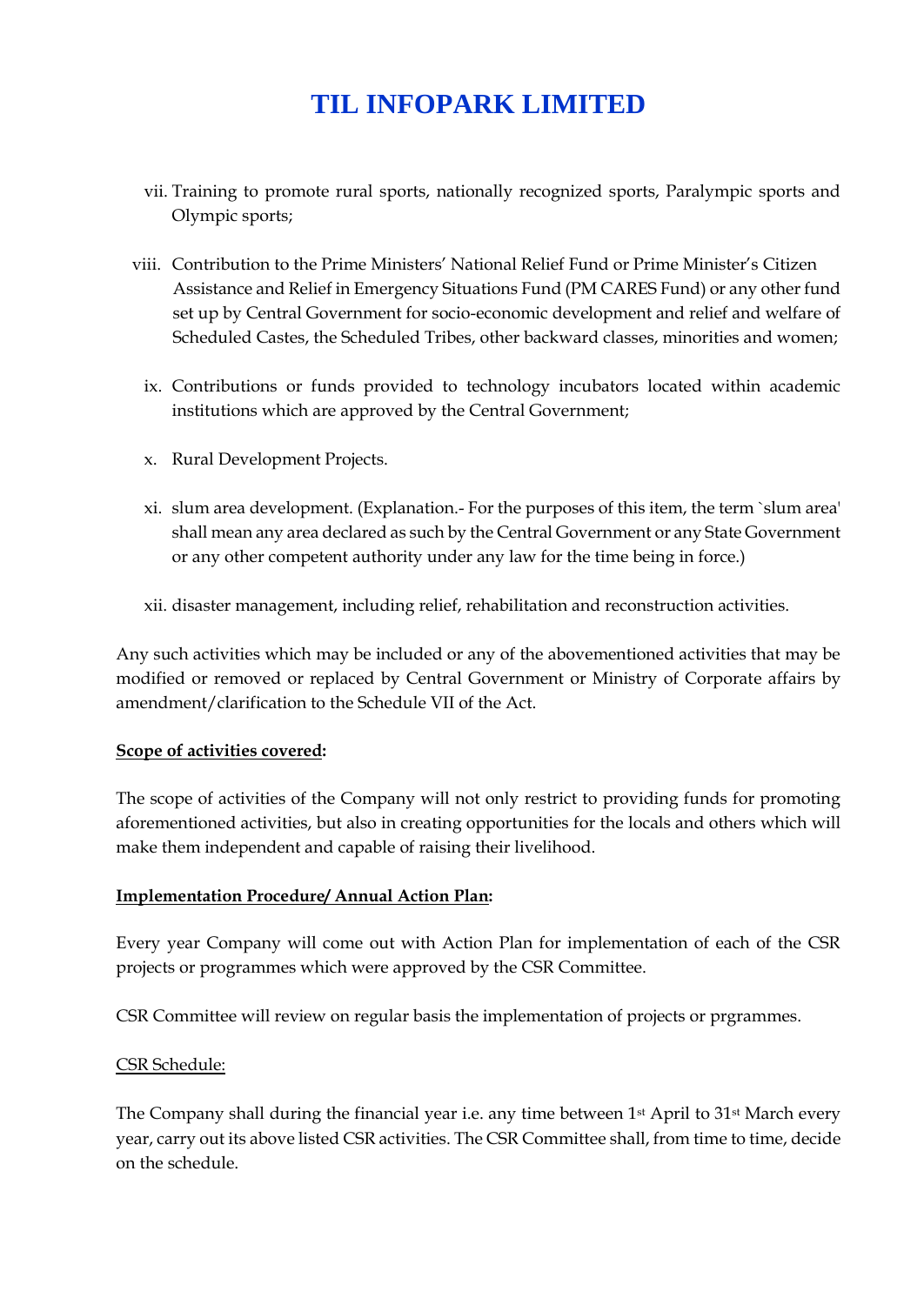vii. Training to promote rural sports, nationally recognized sports, Paralympic sports and Olympic sports;

viii. Contribution to the Prime Ministers' National Relief Fund or Prime Minister's Citizen Assistance and Relief in Emergency Situations Fund (PM CARES Fund) or any other fund set up by Central Government for socio-economic development and relief and welfare of Scheduled Castes, the Scheduled Tribes, other backward classes, minorities and women;

ix. Contributions or funds provided to technology incubators located within academic institutions which are approved by the Central Government;

x. Rural Development Projects.

xi. slum area development. (Explanation.- For the purposes of this item, the term `slum area' shall mean any area declared as such by the Central Government or any State Government or any other competent authority under any law for the time being in force.)

xii. disaster management, including relief, rehabilitation and reconstruction activities.

Any such activities which may be included or any of the abovementioned activities that may be modified or removed or replaced by Central Government or Ministry of Corporate affairs by amendment/clarification to the Schedule VII of the Act.

**Scope of activities covered:**

The scope of activities of the Company will not only restrict to providing funds for promoting aforementioned activities, but also in creating opportunities for the locals and others which will make them independent and capable of raising their livelihood.

**Implementation Procedure/ Annual Action Plan:**

Every year Company will come out with Action Plan for implementation of each of the CSR projects or programmes which were approved by the CSR Committee.

CSR Committee will review on regular basis the implementation of projects or prgrammes.

CSR Schedule:

The Company shall during the financial year i.e. any time between 1st April to 31st March every year, carry out its above listed CSR activities. The CSR Committee shall, from time to time, decide on the schedule.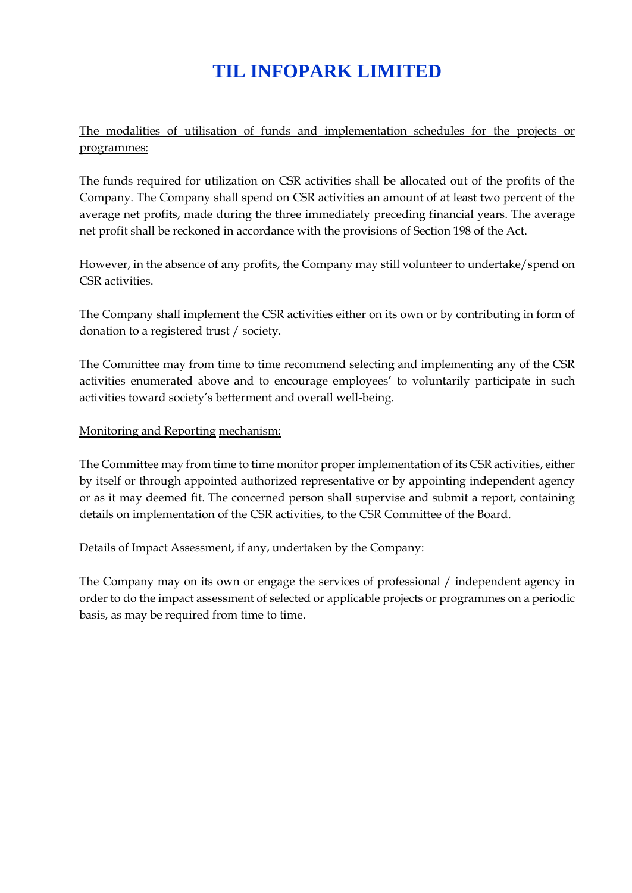# TIL INFOPARK LIMITED

The modalities of utilisation of funds and implementation schedules for the projects or programmes:

The funds required for utilization on CSR activities shall be allocated out of the profits of the Company. The Company shall spend on CSR activities an amount of at least two percent of the average net profits, made during the three immediately preceding financial years. The average net profit shall be reckoned in accordance with the provisions of Section 198 of the Act.

However, in the absence of any profits, the Company may still volunteer to undertake/spend on CSR activities.

The Company shall implement the CSR activities either on its own or by contributing in form of donation to a registered trust / society.

The Committee may from time to time recommend selecting and implementing any of the CSR activities enumerated above and to encourage employees' to voluntarily participate in such activities toward society's betterment and overall well-being.

Monitoring and Reporting mechanism:

The Committee may from time to time monitor proper implementation of its CSR activities, either by itself or through appointed authorized representative or by appointing independent agency or as it may deemed fit. The concerned person shall supervise and submit a report, containing details on implementation of the CSR activities, to the CSR Committee of the Board.

Details of Impact Assessment, if any, undertaken by the Company:

The Company may on its own or engage the services of professional / independent agency in order to do the impact assessment of selected or applicable projects or programmes on a periodic basis, as may be required from time to time.